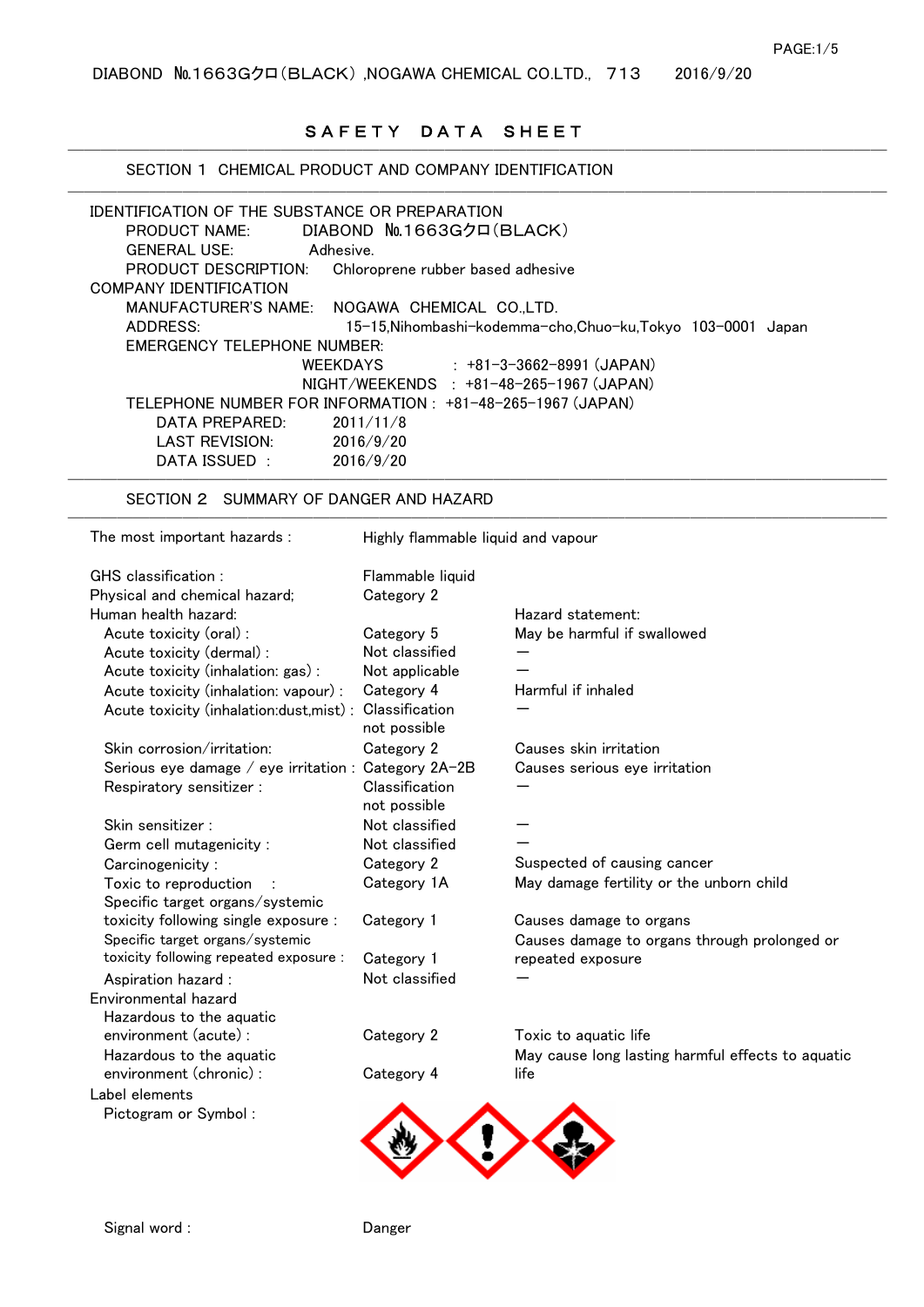# SAFETY DATA SHEET

## SECTION 1 CHEMICAL PRODUCT AND COMPANY IDENTIFICATION

IDENTIFICATION OF THE SUBSTANCE OR PREPARATION

- PRODUCT NAME: DIABOND №1663Gクロ(BLACK)
- GENERAL USE: Adhesive.
- PRODUCT DESCRIPTION: Chloroprene rubber based adhesive

COMPANY IDENTIFICATION

- MANUFACTURER'S NAME: NOGAWA CHEMICAL CO.,LTD.
- ADDRESS: 15-15,Nihombashi-kodemma-cho,Chuo-ku,Tokyo 103-0001 Japan
- EMERGENCY TELEPHONE NUMBER:
  - WEEKDAYS : +81-3-3662-8991 (JAPAN)
  - NIGHT/WEEKENDS : +81-48-265-1967 (JAPAN)
- TELEPHONE NUMBER FOR INFORMATION : +81-48-265-1967 (JAPAN)
  - DATA PREPARED: 2011/11/8
  - LAST REVISION: 2016/9/20
  - DATA ISSUED : 2016/9/20

## SECTION 2 SUMMARY OF DANGER AND HAZARD

The most important hazards : Highly flammable liquid and vapour

| | | |
|---|---|---|
| GHS classification : | Flammable liquid | |
| Physical and chemical hazard; | Category 2 | |
| Human health hazard: | | Hazard statement: |
| Acute toxicity (oral) : | Category 5 | May be harmful if swallowed |
| Acute toxicity (dermal) : | Not classified | — |
| Acute toxicity (inhalation: gas) : | Not applicable | — |
| Acute toxicity (inhalation: vapour) : | Category 4 | Harmful if inhaled |
| Acute toxicity (inhalation:dust,mist) : | Classification not possible | — |
| Skin corrosion/irritation: | Category 2 | Causes skin irritation |
| Serious eye damage / eye irritation : | Category 2A-2B | Causes serious eye irritation |
| Respiratory sensitizer : | Classification not possible | — |
| Skin sensitizer : | Not classified | — |
| Germ cell mutagenicity : | Not classified | — |
| Carcinogenicity : | Category 2 | Suspected of causing cancer |
| Toxic to reproduction : | Category 1A | May damage fertility or the unborn child |
| Specific target organs/systemic toxicity following single exposure : | Category 1 | Causes damage to organs |
| Specific target organs/systemic toxicity following repeated exposure : | Category 1 | Causes damage to organs through prolonged or repeated exposure |
| Aspiration hazard : | Not classified | — |
| Environmental hazard | | |
| Hazardous to the aquatic environment (acute) : | Category 2 | Toxic to aquatic life |
| Hazardous to the aquatic environment (chronic) : | Category 4 | May cause long lasting harmful effects to aquatic life |

Label elements

Pictogram or Symbol :

Signal word : Danger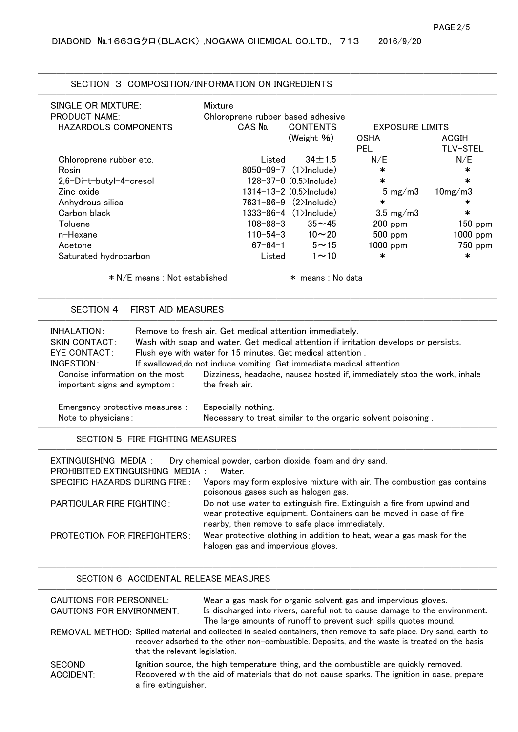## SECTION 3 COMPOSITION/INFORMATION ON INGREDIENTS

SINGLE OR MIXTURE: Mixture

PRODUCT NAME: Chloroprene rubber based adhesive

| HAZARDOUS COMPONENTS | CAS №. | CONTENTS (Weight %) | EXPOSURE LIMITS OSHA PEL | ACGIH TLV-STEL |
|---|---|---|---|---|
| Chloroprene rubber etc. | Listed | 34±1.5 | N/E | N/E |
| Rosin | 8050-09-7 | (1>Include) | * | * |
| 2,6-Di-t-butyl-4-cresol | 128-37-0 | (0.5>Include) | * | * |
| Zinc oxide | 1314-13-2 | (0.5>Include) | 5 mg/m3 | 10mg/m3 |
| Anhydrous silica | 7631-86-9 | (2>Include) | * | * |
| Carbon black | 1333-86-4 | (1>Include) | 3.5 mg/m3 | * |
| Toluene | 108-88-3 | 35～45 | 200 ppm | 150 ppm |
| n-Hexane | 110-54-3 | 10～20 | 500 ppm | 1000 ppm |
| Acetone | 67-64-1 | 5～15 | 1000 ppm | 750 ppm |
| Saturated hydrocarbon | Listed | 1～10 | * | * |

*N/E means : Not established　　　* means : No data

## SECTION 4 FIRST AID MEASURES

INHALATION: Remove to fresh air. Get medical attention immediately.

SKIN CONTACT: Wash with soap and water. Get medical attention if irritation develops or persists.

EYE CONTACT: Flush eye with water for 15 minutes. Get medical attention .

INGESTION: If swallowed,do not induce vomiting. Get immediate medical attention .

Concise information on the most important signs and symptom: Dizziness, headache, nausea hosted if, immediately stop the work, inhale the fresh air.

Emergency protective measures : Especially nothing.

Note to physicians: Necessary to treat similar to the organic solvent poisoning .

## SECTION 5 FIRE FIGHTING MEASURES

EXTINGUISHING MEDIA : Dry chemical powder, carbon dioxide, foam and dry sand.

PROHIBITED EXTINGUISHING MEDIA : Water.

SPECIFIC HAZARDS DURING FIRE: Vapors may form explosive mixture with air. The combustion gas contains poisonous gases such as halogen gas.

PARTICULAR FIRE FIGHTING: Do not use water to extinguish fire. Extinguish a fire from upwind and wear protective equipment. Containers can be moved in case of fire nearby, then remove to safe place immediately.

PROTECTION FOR FIREFIGHTERS: Wear protective clothing in addition to heat, wear a gas mask for the halogen gas and impervious gloves.

## SECTION 6 ACCIDENTAL RELEASE MEASURES

CAUTIONS FOR PERSONNEL: Wear a gas mask for organic solvent gas and impervious gloves.

CAUTIONS FOR ENVIRONMENT: Is discharged into rivers, careful not to cause damage to the environment. The large amounts of runoff to prevent such spills quotes mound.

REMOVAL METHOD: Spilled material and collected in sealed containers, then remove to safe place. Dry sand, earth, to recover adsorbed to the other non-combustible. Deposits, and the waste is treated on the basis that the relevant legislation.

SECOND ACCIDENT: Ignition source, the high temperature thing, and the combustible are quickly removed. Recovered with the aid of materials that do not cause sparks. The ignition in case, prepare a fire extinguisher.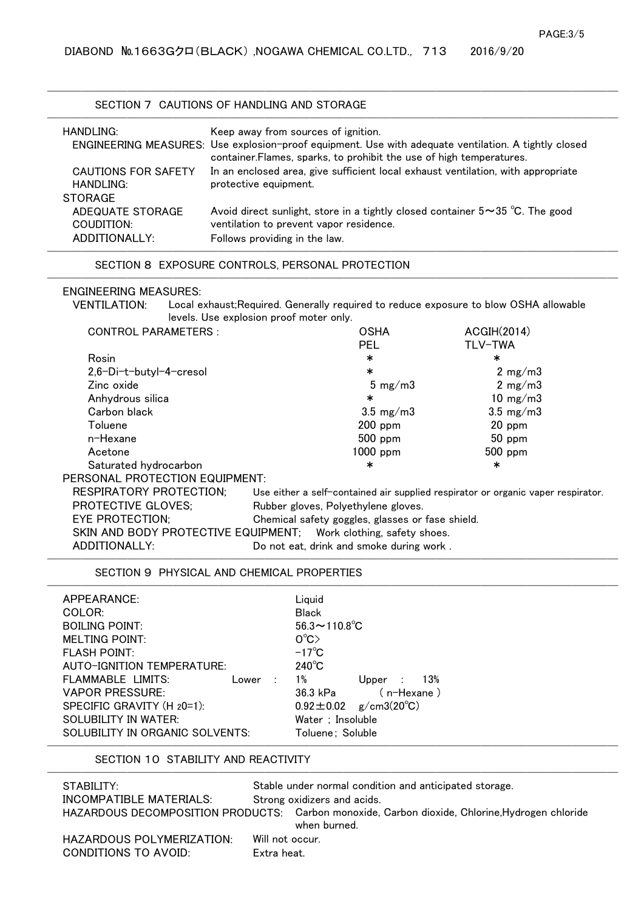## SECTION 7 CAUTIONS OF HANDLING AND STORAGE

**HANDLING:** Keep away from sources of ignition.

**ENGINEERING MEASURES:** Use explosion-proof equipment. Use with adequate ventilation. A tightly closed container.Flames, sparks, to prohibit the use of high temperatures.

**CAUTIONS FOR SAFETY HANDLING:** In an enclosed area, give sufficient local exhaust ventilation, with appropriate protective equipment.

**STORAGE**

**ADEQUATE STORAGE COUDITION:** Avoid direct sunlight, store in a tightly closed container 5～35 ℃. The good ventilation to prevent vapor residence.

**ADDITIONALLY:** Follows providing in the law.

## SECTION 8 EXPOSURE CONTROLS, PERSONAL PROTECTION

**ENGINEERING MEASURES:**

**VENTILATION:** Local exhaust;Required. Generally required to reduce exposure to blow OSHA allowable levels. Use explosion proof moter only.

| CONTROL PARAMETERS : | OSHA PEL | ACGIH(2014) TLV-TWA |
|---|---|---|
| Rosin | * | * |
| 2,6-Di-t-butyl-4-cresol | * | 2 mg/m3 |
| Zinc oxide | 5 mg/m3 | 2 mg/m3 |
| Anhydrous silica | * | 10 mg/m3 |
| Carbon black | 3.5 mg/m3 | 3.5 mg/m3 |
| Toluene | 200 ppm | 20 ppm |
| n-Hexane | 500 ppm | 50 ppm |
| Acetone | 1000 ppm | 500 ppm |
| Saturated hydrocarbon | * | * |

**PERSONAL PROTECTION EQUIPMENT:**

- **RESPIRATORY PROTECTION;** Use either a self-contained air supplied respirator or organic vaper respirator.
- **PROTECTIVE GLOVES;** Rubber gloves, Polyethylene gloves.
- **EYE PROTECTION;** Chemical safety goggles, glasses or fase shield.
- **SKIN AND BODY PROTECTIVE EQUIPMENT;** Work clothing, safety shoes.
- **ADDITIONALLY:** Do not eat, drink and smoke during work .

## SECTION 9 PHYSICAL AND CHEMICAL PROPERTIES

| | |
|---|---|
| APPEARANCE: | Liquid |
| COLOR: | Black |
| BOILING POINT: | 56.3～110.8℃ |
| MELTING POINT: | 0℃> |
| FLASH POINT: | -17℃ |
| AUTO-IGNITION TEMPERATURE: | 240℃ |
| FLAMMABLE LIMITS: | Lower : 1%  Upper : 13% |
| VAPOR PRESSURE: | 36.3 kPa ( n-Hexane ) |
| SPECIFIC GRAVITY ($H_2O$=1): | 0.92±0.02 g/cm3(20℃) |
| SOLUBILITY IN WATER: | Water ; Insoluble |
| SOLUBILITY IN ORGANIC SOLVENTS: | Toluene; Soluble |

## SECTION 10 STABILITY AND REACTIVITY

| | |
|---|---|
| STABILITY: | Stable under normal condition and anticipated storage. |
| INCOMPATIBLE MATERIALS: | Strong oxidizers and acids. |
| HAZARDOUS DECOMPOSITION PRODUCTS: | Carbon monoxide, Carbon dioxide, Chlorine,Hydrogen chloride when burned. |
| HAZARDOUS POLYMERIZATION: | Will not occur. |
| CONDITIONS TO AVOID: | Extra heat. |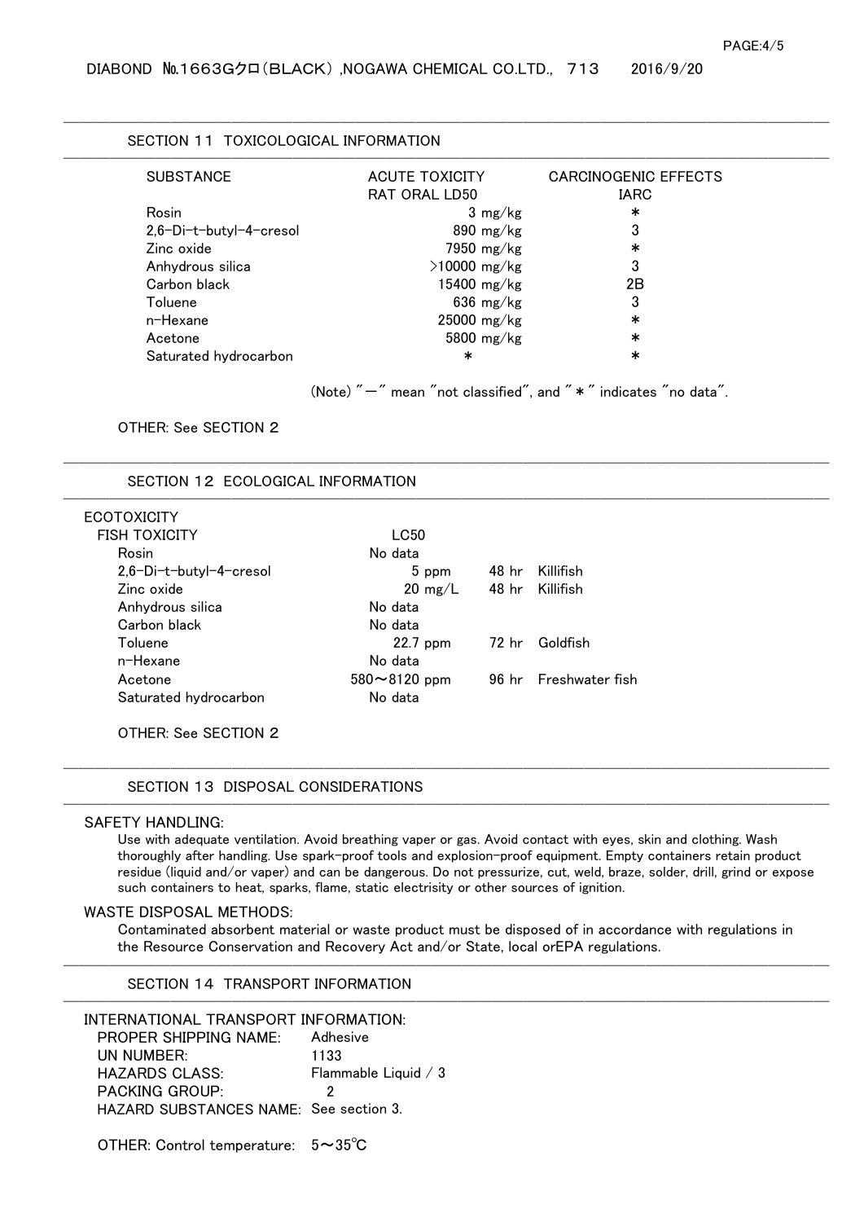## SECTION 11 TOXICOLOGICAL INFORMATION

| SUBSTANCE | ACUTE TOXICITY RAT ORAL LD50 | CARCINOGENIC EFFECTS IARC |
|---|---|---|
| Rosin | 3 mg/kg | * |
| 2,6-Di-t-butyl-4-cresol | 890 mg/kg | 3 |
| Zinc oxide | 7950 mg/kg | * |
| Anhydrous silica | >10000 mg/kg | 3 |
| Carbon black | 15400 mg/kg | 2B |
| Toluene | 636 mg/kg | 3 |
| n-Hexane | 25000 mg/kg | * |
| Acetone | 5800 mg/kg | * |
| Saturated hydrocarbon | * | * |

(Note) "－" mean "not classified", and "＊" indicates "no data".

OTHER: See SECTION 2

## SECTION 12 ECOLOGICAL INFORMATION

ECOTOXICITY

FISH TOXICITY

| Substance | LC50 | | |
|---|---|---|---|
| Rosin | No data | | |
| 2,6-Di-t-butyl-4-cresol | 5 ppm | 48 hr | Killifish |
| Zinc oxide | 20 mg/L | 48 hr | Killifish |
| Anhydrous silica | No data | | |
| Carbon black | No data | | |
| Toluene | 22.7 ppm | 72 hr | Goldfish |
| n-Hexane | No data | | |
| Acetone | 580～8120 ppm | 96 hr | Freshwater fish |
| Saturated hydrocarbon | No data | | |

OTHER: See SECTION 2

## SECTION 13 DISPOSAL CONSIDERATIONS

SAFETY HANDLING:

Use with adequate ventilation. Avoid breathing vaper or gas. Avoid contact with eyes, skin and clothing. Wash thoroughly after handling. Use spark-proof tools and explosion-proof equipment. Empty containers retain product residue (liquid and/or vaper) and can be dangerous. Do not pressurize, cut, weld, braze, solder, drill, grind or expose such containers to heat, sparks, flame, static electrisity or other sources of ignition.

WASTE DISPOSAL METHODS:

Contaminated absorbent material or waste product must be disposed of in accordance with regulations in the Resource Conservation and Recovery Act and/or State, local orEPA regulations.

## SECTION 14 TRANSPORT INFORMATION

INTERNATIONAL TRANSPORT INFORMATION:

- PROPER SHIPPING NAME: Adhesive
- UN NUMBER: 1133
- HAZARDS CLASS: Flammable Liquid / 3
- PACKING GROUP: 2
- HAZARD SUBSTANCES NAME: See section 3.

OTHER: Control temperature: 5～35℃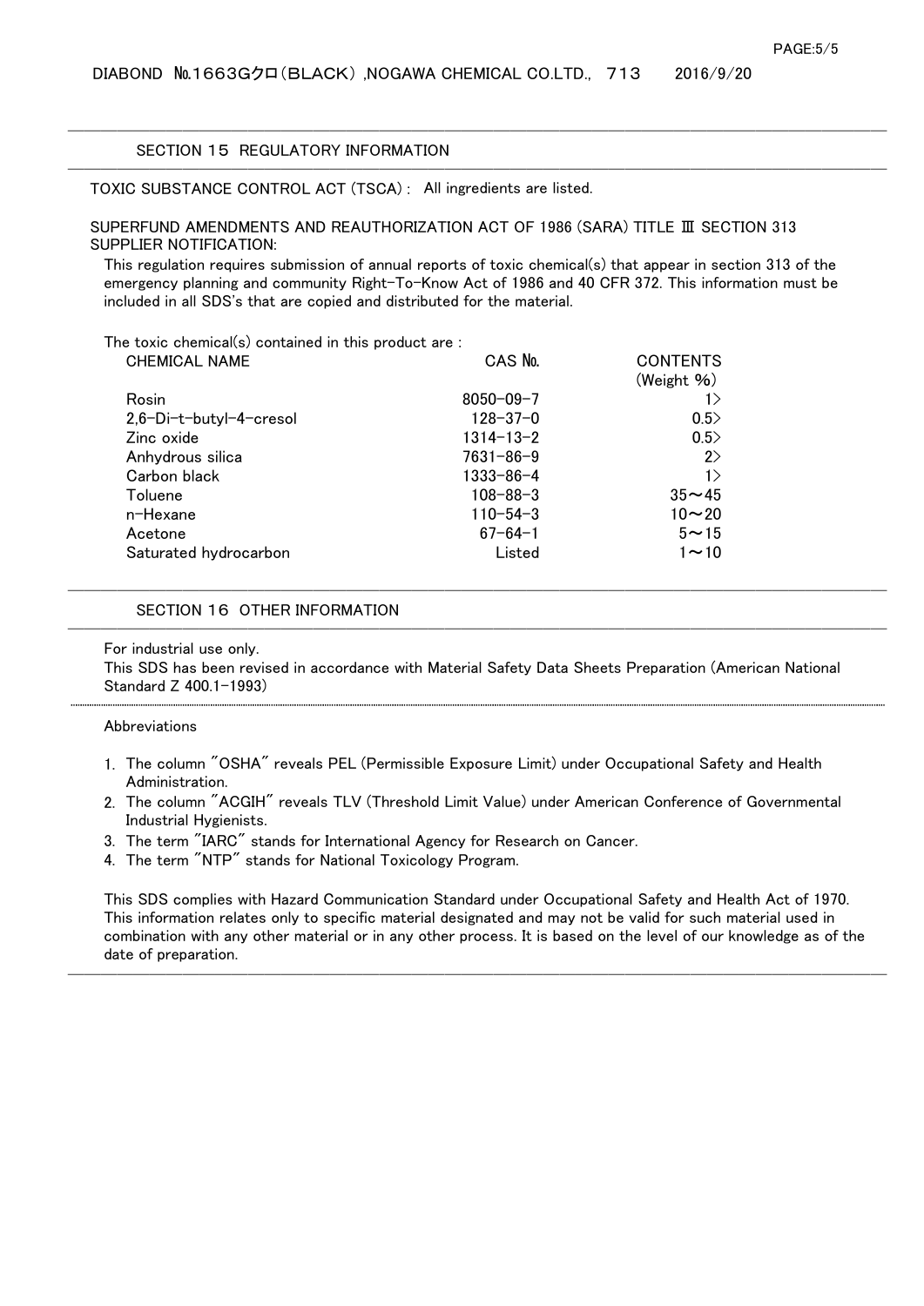## SECTION 15 REGULATORY INFORMATION

TOXIC SUBSTANCE CONTROL ACT (TSCA) : All ingredients are listed.

SUPERFUND AMENDMENTS AND REAUTHORIZATION ACT OF 1986 (SARA) TITLE Ⅲ SECTION 313 SUPPLIER NOTIFICATION:

This regulation requires submission of annual reports of toxic chemical(s) that appear in section 313 of the emergency planning and community Right-To-Know Act of 1986 and 40 CFR 372. This information must be included in all SDS's that are copied and distributed for the material.

The toxic chemical(s) contained in this product are :

| CHEMICAL NAME | CAS №. | CONTENTS (Weight %) |
|---|---|---|
| Rosin | 8050-09-7 | 1> |
| 2,6-Di-t-butyl-4-cresol | 128-37-0 | 0.5> |
| Zinc oxide | 1314-13-2 | 0.5> |
| Anhydrous silica | 7631-86-9 | 2> |
| Carbon black | 1333-86-4 | 1> |
| Toluene | 108-88-3 | 35～45 |
| n-Hexane | 110-54-3 | 10～20 |
| Acetone | 67-64-1 | 5～15 |
| Saturated hydrocarbon | Listed | 1～10 |

## SECTION 16 OTHER INFORMATION

For industrial use only.
This SDS has been revised in accordance with Material Safety Data Sheets Preparation (American National Standard Z 400.1-1993)

Abbreviations

1. The column "OSHA" reveals PEL (Permissible Exposure Limit) under Occupational Safety and Health Administration.
2. The column "ACGIH" reveals TLV (Threshold Limit Value) under American Conference of Governmental Industrial Hygienists.
3. The term "IARC" stands for International Agency for Research on Cancer.
4. The term "NTP" stands for National Toxicology Program.

This SDS complies with Hazard Communication Standard under Occupational Safety and Health Act of 1970. This information relates only to specific material designated and may not be valid for such material used in combination with any other material or in any other process. It is based on the level of our knowledge as of the date of preparation.